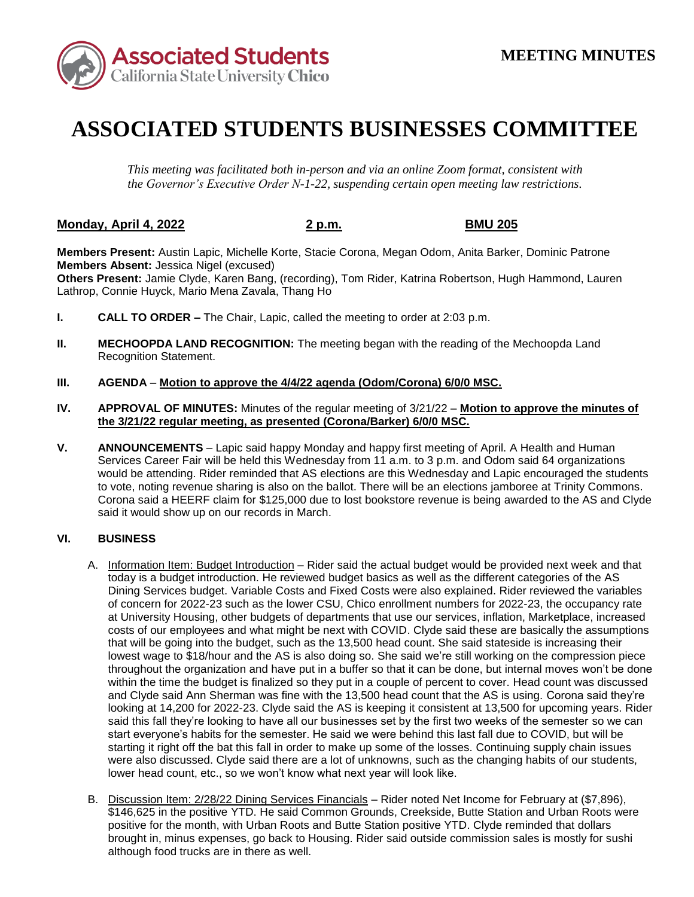**MEETING MINUTES**

# ASSOCIATED STUDENTS BUSINESSES COMMITTEE

*This meeting was facilitated both in-person and via an online Zoom format, consistent with the Governor's Executive Order N-1-22, suspending certain open meeting law restrictions.*

**Monday, April 4, 2022** **2 p.m.** **BMU 205**

**Members Present:** Austin Lapic, Michelle Korte, Stacie Corona, Megan Odom, Anita Barker, Dominic Patrone
**Members Absent:** Jessica Nigel (excused)
**Others Present:** Jamie Clyde, Karen Bang, (recording), Tom Rider, Katrina Robertson, Hugh Hammond, Lauren Lathrop, Connie Huyck, Mario Mena Zavala, Thang Ho

**I. CALL TO ORDER –** The Chair, Lapic, called the meeting to order at 2:03 p.m.

**II. MECHOOPDA LAND RECOGNITION:** The meeting began with the reading of the Mechoopda Land Recognition Statement.

**III. AGENDA** – **Motion to approve the 4/4/22 agenda (Odom/Corona) 6/0/0 MSC.**

**IV. APPROVAL OF MINUTES:** Minutes of the regular meeting of 3/21/22 – **Motion to approve the minutes of the 3/21/22 regular meeting, as presented (Corona/Barker) 6/0/0 MSC.**

**V. ANNOUNCEMENTS** – Lapic said happy Monday and happy first meeting of April. A Health and Human Services Career Fair will be held this Wednesday from 11 a.m. to 3 p.m. and Odom said 64 organizations would be attending. Rider reminded that AS elections are this Wednesday and Lapic encouraged the students to vote, noting revenue sharing is also on the ballot. There will be an elections jamboree at Trinity Commons. Corona said a HEERF claim for $125,000 due to lost bookstore revenue is being awarded to the AS and Clyde said it would show up on our records in March.

**VI. BUSINESS**

A. Information Item: Budget Introduction – Rider said the actual budget would be provided next week and that today is a budget introduction. He reviewed budget basics as well as the different categories of the AS Dining Services budget. Variable Costs and Fixed Costs were also explained. Rider reviewed the variables of concern for 2022-23 such as the lower CSU, Chico enrollment numbers for 2022-23, the occupancy rate at University Housing, other budgets of departments that use our services, inflation, Marketplace, increased costs of our employees and what might be next with COVID. Clyde said these are basically the assumptions that will be going into the budget, such as the 13,500 head count. She said stateside is increasing their lowest wage to $18/hour and the AS is also doing so. She said we're still working on the compression piece throughout the organization and have put in a buffer so that it can be done, but internal moves won't be done within the time the budget is finalized so they put in a couple of percent to cover. Head count was discussed and Clyde said Ann Sherman was fine with the 13,500 head count that the AS is using. Corona said they're looking at 14,200 for 2022-23. Clyde said the AS is keeping it consistent at 13,500 for upcoming years. Rider said this fall they're looking to have all our businesses set by the first two weeks of the semester so we can start everyone's habits for the semester. He said we were behind this last fall due to COVID, but will be starting it right off the bat this fall in order to make up some of the losses. Continuing supply chain issues were also discussed. Clyde said there are a lot of unknowns, such as the changing habits of our students, lower head count, etc., so we won't know what next year will look like.

B. Discussion Item: 2/28/22 Dining Services Financials – Rider noted Net Income for February at ($7,896), $146,625 in the positive YTD. He said Common Grounds, Creekside, Butte Station and Urban Roots were positive for the month, with Urban Roots and Butte Station positive YTD. Clyde reminded that dollars brought in, minus expenses, go back to Housing. Rider said outside commission sales is mostly for sushi although food trucks are in there as well.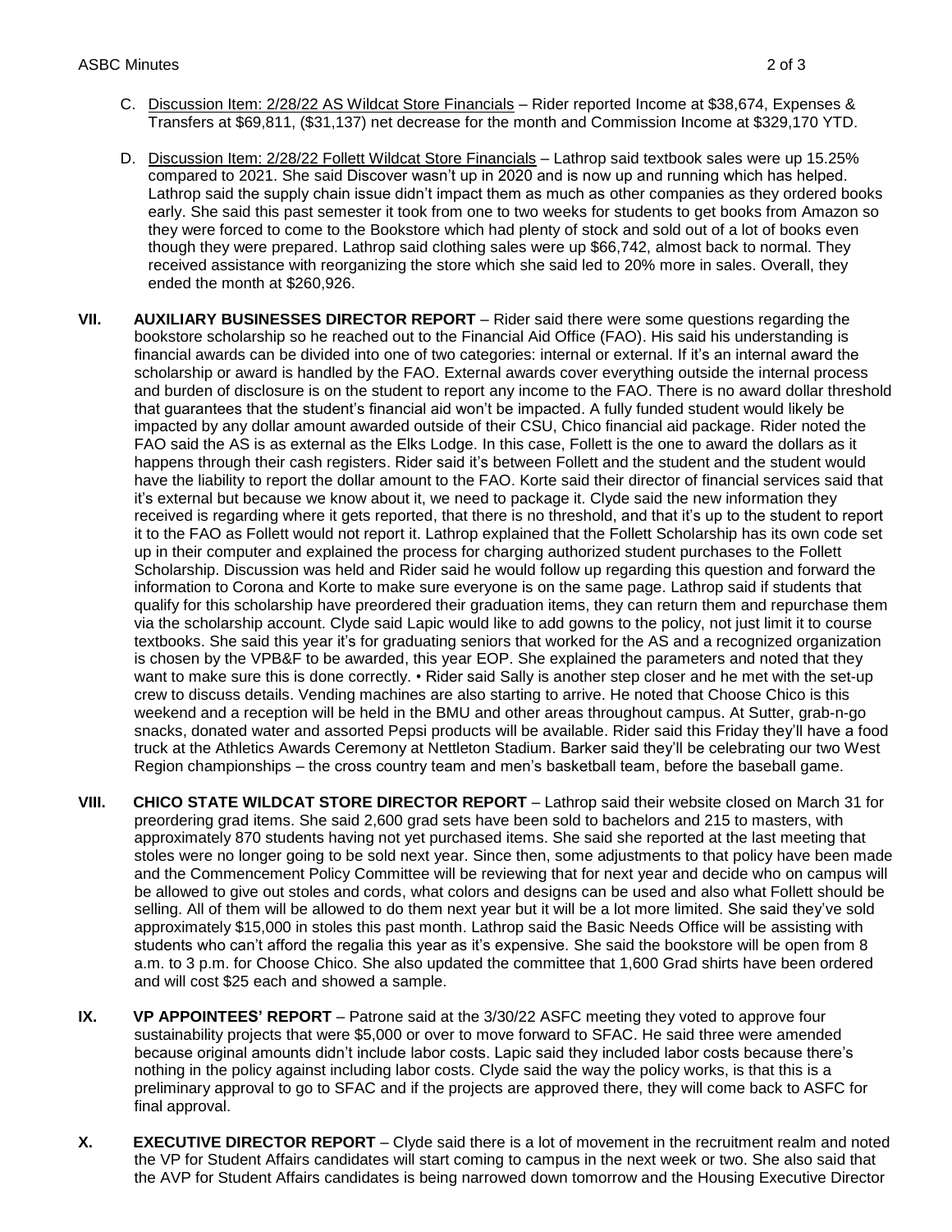C. Discussion Item: 2/28/22 AS Wildcat Store Financials – Rider reported Income at $38,674, Expenses & Transfers at $69,811, ($31,137) net decrease for the month and Commission Income at $329,170 YTD.

D. Discussion Item: 2/28/22 Follett Wildcat Store Financials – Lathrop said textbook sales were up 15.25% compared to 2021. She said Discover wasn't up in 2020 and is now up and running which has helped. Lathrop said the supply chain issue didn't impact them as much as other companies as they ordered books early. She said this past semester it took from one to two weeks for students to get books from Amazon so they were forced to come to the Bookstore which had plenty of stock and sold out of a lot of books even though they were prepared. Lathrop said clothing sales were up $66,742, almost back to normal. They received assistance with reorganizing the store which she said led to 20% more in sales. Overall, they ended the month at $260,926.

**VII. AUXILIARY BUSINESSES DIRECTOR REPORT** – Rider said there were some questions regarding the bookstore scholarship so he reached out to the Financial Aid Office (FAO). His said his understanding is financial awards can be divided into one of two categories: internal or external. If it's an internal award the scholarship or award is handled by the FAO. External awards cover everything outside the internal process and burden of disclosure is on the student to report any income to the FAO. There is no award dollar threshold that guarantees that the student's financial aid won't be impacted. A fully funded student would likely be impacted by any dollar amount awarded outside of their CSU, Chico financial aid package. Rider noted the FAO said the AS is as external as the Elks Lodge. In this case, Follett is the one to award the dollars as it happens through their cash registers. Rider said it's between Follett and the student and the student would have the liability to report the dollar amount to the FAO. Korte said their director of financial services said that it's external but because we know about it, we need to package it. Clyde said the new information they received is regarding where it gets reported, that there is no threshold, and that it's up to the student to report it to the FAO as Follett would not report it. Lathrop explained that the Follett Scholarship has its own code set up in their computer and explained the process for charging authorized student purchases to the Follett Scholarship. Discussion was held and Rider said he would follow up regarding this question and forward the information to Corona and Korte to make sure everyone is on the same page. Lathrop said if students that qualify for this scholarship have preordered their graduation items, they can return them and repurchase them via the scholarship account. Clyde said Lapic would like to add gowns to the policy, not just limit it to course textbooks. She said this year it's for graduating seniors that worked for the AS and a recognized organization is chosen by the VPB&F to be awarded, this year EOP. She explained the parameters and noted that they want to make sure this is done correctly. • Rider said Sally is another step closer and he met with the set-up crew to discuss details. Vending machines are also starting to arrive. He noted that Choose Chico is this weekend and a reception will be held in the BMU and other areas throughout campus. At Sutter, grab-n-go snacks, donated water and assorted Pepsi products will be available. Rider said this Friday they'll have a food truck at the Athletics Awards Ceremony at Nettleton Stadium. Barker said they'll be celebrating our two West Region championships – the cross country team and men's basketball team, before the baseball game.

**VIII. CHICO STATE WILDCAT STORE DIRECTOR REPORT** – Lathrop said their website closed on March 31 for preordering grad items. She said 2,600 grad sets have been sold to bachelors and 215 to masters, with approximately 870 students having not yet purchased items. She said she reported at the last meeting that stoles were no longer going to be sold next year. Since then, some adjustments to that policy have been made and the Commencement Policy Committee will be reviewing that for next year and decide who on campus will be allowed to give out stoles and cords, what colors and designs can be used and also what Follett should be selling. All of them will be allowed to do them next year but it will be a lot more limited. She said they've sold approximately $15,000 in stoles this past month. Lathrop said the Basic Needs Office will be assisting with students who can't afford the regalia this year as it's expensive. She said the bookstore will be open from 8 a.m. to 3 p.m. for Choose Chico. She also updated the committee that 1,600 Grad shirts have been ordered and will cost $25 each and showed a sample.

**IX. VP APPOINTEES' REPORT** – Patrone said at the 3/30/22 ASFC meeting they voted to approve four sustainability projects that were $5,000 or over to move forward to SFAC. He said three were amended because original amounts didn't include labor costs. Lapic said they included labor costs because there's nothing in the policy against including labor costs. Clyde said the way the policy works, is that this is a preliminary approval to go to SFAC and if the projects are approved there, they will come back to ASFC for final approval.

**X. EXECUTIVE DIRECTOR REPORT** – Clyde said there is a lot of movement in the recruitment realm and noted the VP for Student Affairs candidates will start coming to campus in the next week or two. She also said that the AVP for Student Affairs candidates is being narrowed down tomorrow and the Housing Executive Director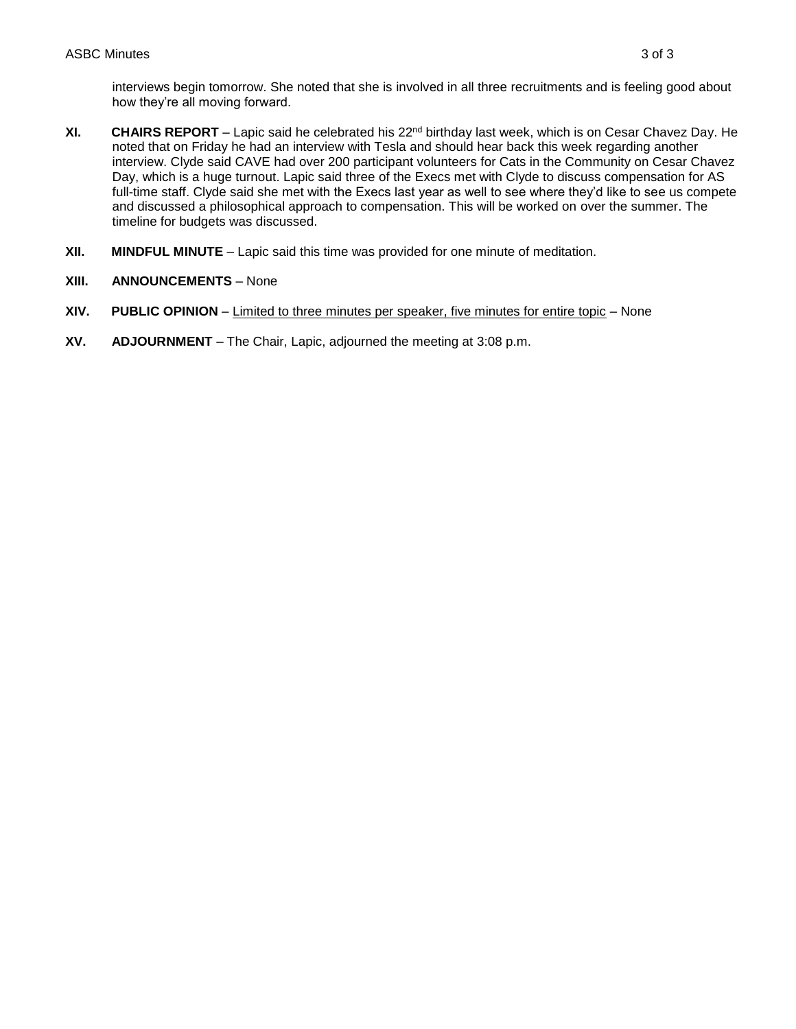interviews begin tomorrow. She noted that she is involved in all three recruitments and is feeling good about how they're all moving forward.

**XI. CHAIRS REPORT** – Lapic said he celebrated his 22nd birthday last week, which is on Cesar Chavez Day. He noted that on Friday he had an interview with Tesla and should hear back this week regarding another interview. Clyde said CAVE had over 200 participant volunteers for Cats in the Community on Cesar Chavez Day, which is a huge turnout. Lapic said three of the Execs met with Clyde to discuss compensation for AS full-time staff. Clyde said she met with the Execs last year as well to see where they'd like to see us compete and discussed a philosophical approach to compensation. This will be worked on over the summer. The timeline for budgets was discussed.

**XII. MINDFUL MINUTE** – Lapic said this time was provided for one minute of meditation.

**XIII. ANNOUNCEMENTS** – None

**XIV. PUBLIC OPINION** – Limited to three minutes per speaker, five minutes for entire topic – None

**XV. ADJOURNMENT** – The Chair, Lapic, adjourned the meeting at 3:08 p.m.